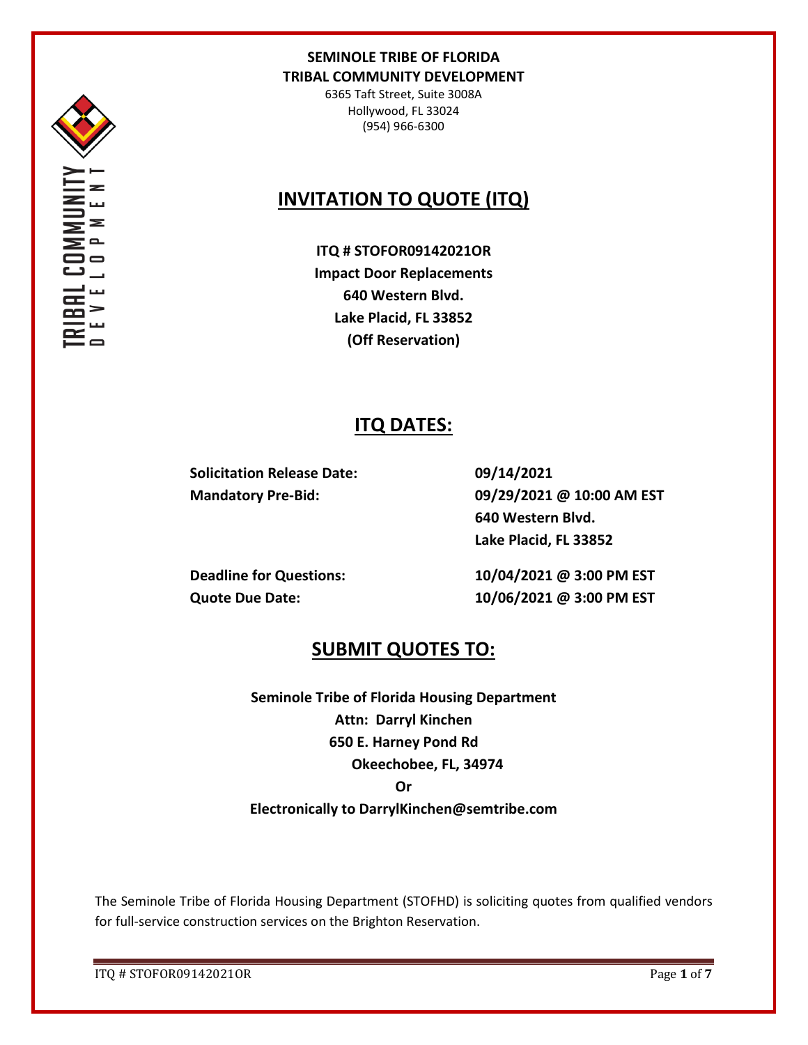**SEMINOLE TRIBE OF FLORIDA**
**TRIBAL COMMUNITY DEVELOPMENT**
6365 Taft Street, Suite 3008A
Hollywood, FL 33024
(954) 966-6300

# INVITATION TO QUOTE (ITQ)

**ITQ # STOFOR09142021OR**
**Impact Door Replacements**
**640 Western Blvd.**
**Lake Placid, FL 33852**
**(Off Reservation)**

## ITQ DATES:

| | |
|---|---|
| **Solicitation Release Date:** | **09/14/2021** |
| **Mandatory Pre-Bid:** | **09/29/2021 @ 10:00 AM EST**<br>**640 Western Blvd.**<br>**Lake Placid, FL 33852** |
| **Deadline for Questions:** | **10/04/2021 @ 3:00 PM EST** |
| **Quote Due Date:** | **10/06/2021 @ 3:00 PM EST** |

## SUBMIT QUOTES TO:

**Seminole Tribe of Florida Housing Department**
**Attn: Darryl Kinchen**
**650 E. Harney Pond Rd**
**Okeechobee, FL, 34974**
**Or**
**Electronically to DarrylKinchen@semtribe.com**

The Seminole Tribe of Florida Housing Department (STOFHD) is soliciting quotes from qualified vendors for full-service construction services on the Brighton Reservation.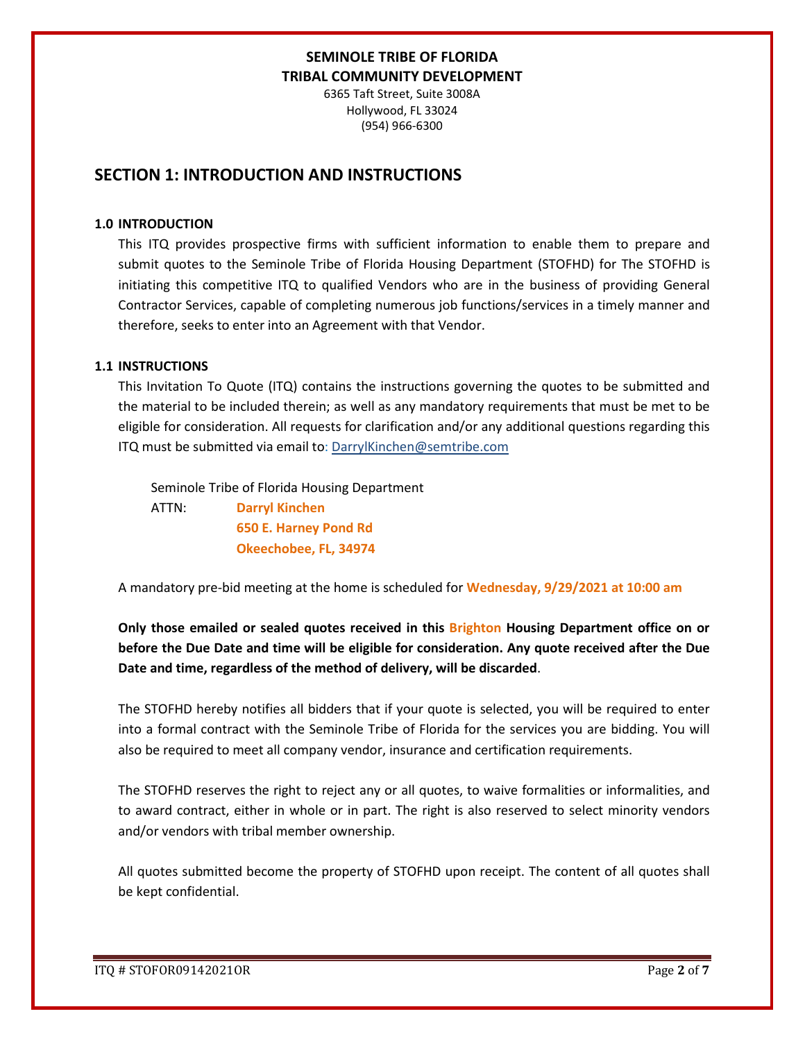**SEMINOLE TRIBE OF FLORIDA**
**TRIBAL COMMUNITY DEVELOPMENT**
6365 Taft Street, Suite 3008A
Hollywood, FL 33024
(954) 966-6300

# SECTION 1: INTRODUCTION AND INSTRUCTIONS

## 1.0 INTRODUCTION

This ITQ provides prospective firms with sufficient information to enable them to prepare and submit quotes to the Seminole Tribe of Florida Housing Department (STOFHD) for The STOFHD is initiating this competitive ITQ to qualified Vendors who are in the business of providing General Contractor Services, capable of completing numerous job functions/services in a timely manner and therefore, seeks to enter into an Agreement with that Vendor.

## 1.1 INSTRUCTIONS

This Invitation To Quote (ITQ) contains the instructions governing the quotes to be submitted and the material to be included therein; as well as any mandatory requirements that must be met to be eligible for consideration. All requests for clarification and/or any additional questions regarding this ITQ must be submitted via email to: DarrylKinchen@semtribe.com

Seminole Tribe of Florida Housing Department
ATTN: **Darryl Kinchen**
**650 E. Harney Pond Rd**
**Okeechobee, FL, 34974**

A mandatory pre-bid meeting at the home is scheduled for **Wednesday, 9/29/2021 at 10:00 am**

**Only those emailed or sealed quotes received in this Brighton Housing Department office on or before the Due Date and time will be eligible for consideration. Any quote received after the Due Date and time, regardless of the method of delivery, will be discarded**.

The STOFHD hereby notifies all bidders that if your quote is selected, you will be required to enter into a formal contract with the Seminole Tribe of Florida for the services you are bidding. You will also be required to meet all company vendor, insurance and certification requirements.

The STOFHD reserves the right to reject any or all quotes, to waive formalities or informalities, and to award contract, either in whole or in part. The right is also reserved to select minority vendors and/or vendors with tribal member ownership.

All quotes submitted become the property of STOFHD upon receipt. The content of all quotes shall be kept confidential.

ITQ # STOFOR09142021OR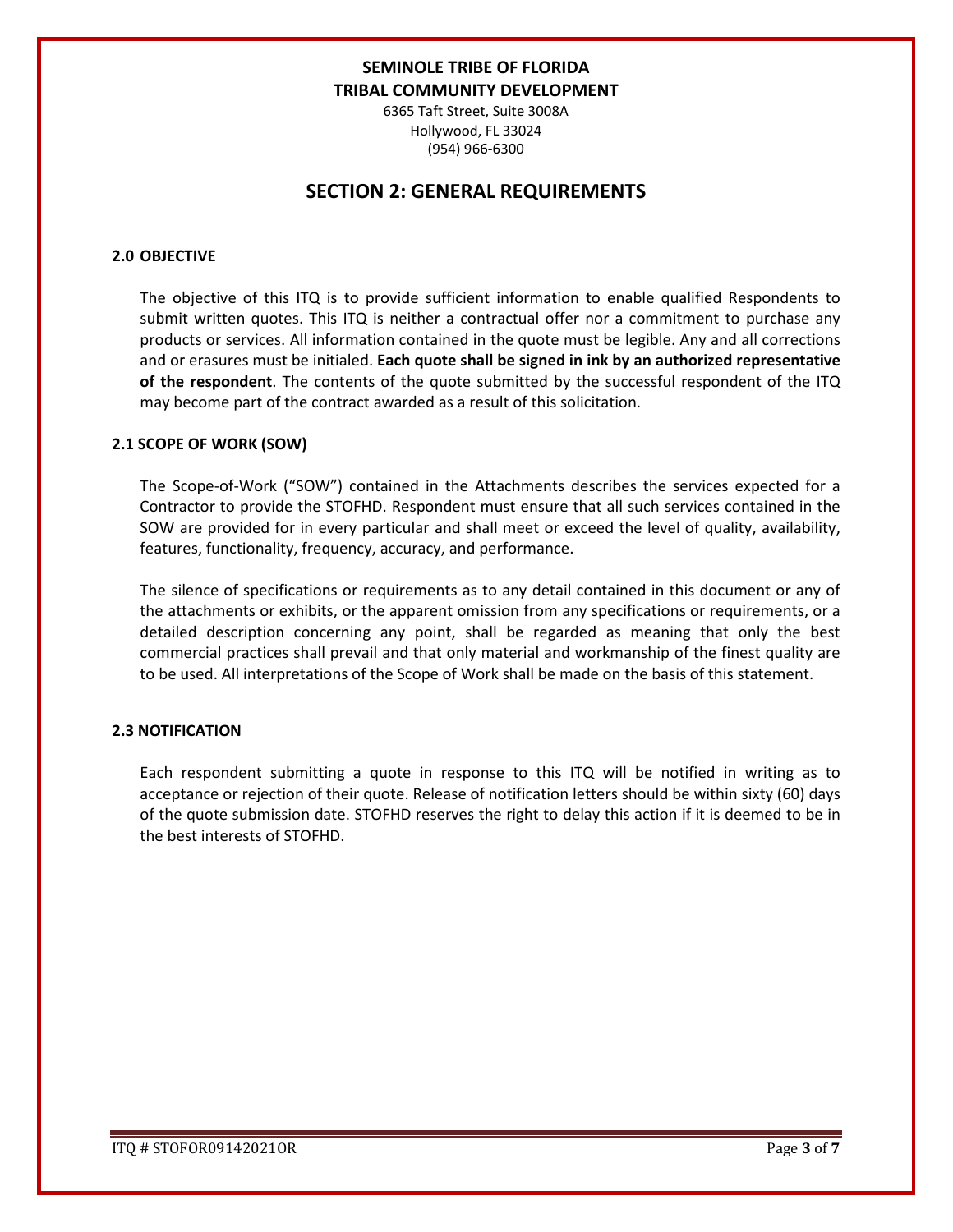**SEMINOLE TRIBE OF FLORIDA**
**TRIBAL COMMUNITY DEVELOPMENT**

6365 Taft Street, Suite 3008A
Hollywood, FL 33024
(954) 966-6300

# SECTION 2: GENERAL REQUIREMENTS

### 2.0 OBJECTIVE

The objective of this ITQ is to provide sufficient information to enable qualified Respondents to submit written quotes. This ITQ is neither a contractual offer nor a commitment to purchase any products or services. All information contained in the quote must be legible. Any and all corrections and or erasures must be initialed. **Each quote shall be signed in ink by an authorized representative of the respondent**. The contents of the quote submitted by the successful respondent of the ITQ may become part of the contract awarded as a result of this solicitation.

### 2.1 SCOPE OF WORK (SOW)

The Scope-of-Work ("SOW") contained in the Attachments describes the services expected for a Contractor to provide the STOFHD. Respondent must ensure that all such services contained in the SOW are provided for in every particular and shall meet or exceed the level of quality, availability, features, functionality, frequency, accuracy, and performance.

The silence of specifications or requirements as to any detail contained in this document or any of the attachments or exhibits, or the apparent omission from any specifications or requirements, or a detailed description concerning any point, shall be regarded as meaning that only the best commercial practices shall prevail and that only material and workmanship of the finest quality are to be used. All interpretations of the Scope of Work shall be made on the basis of this statement.

### 2.3 NOTIFICATION

Each respondent submitting a quote in response to this ITQ will be notified in writing as to acceptance or rejection of their quote. Release of notification letters should be within sixty (60) days of the quote submission date. STOFHD reserves the right to delay this action if it is deemed to be in the best interests of STOFHD.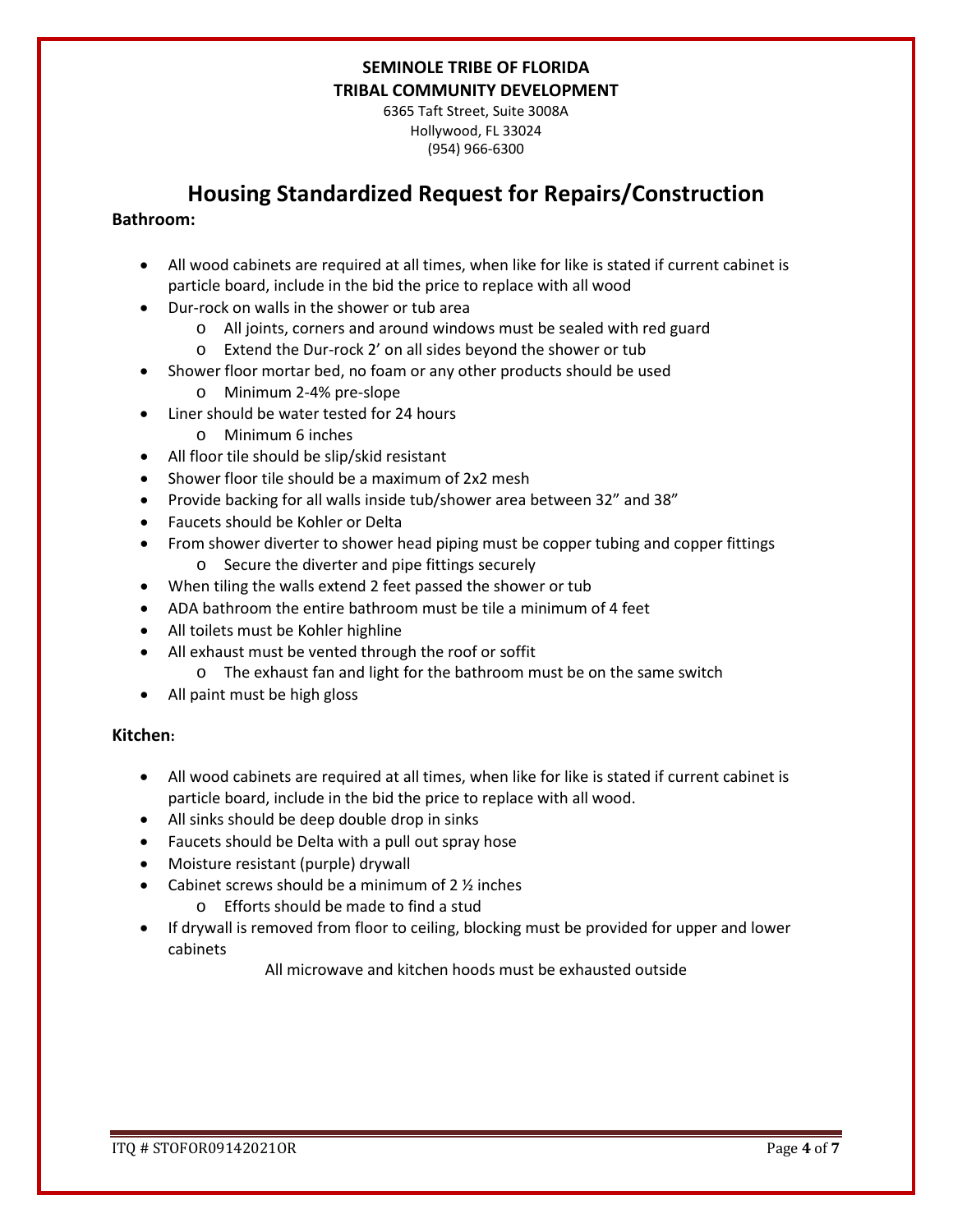**SEMINOLE TRIBE OF FLORIDA**
**TRIBAL COMMUNITY DEVELOPMENT**
6365 Taft Street, Suite 3008A
Hollywood, FL 33024
(954) 966-6300

# Housing Standardized Request for Repairs/Construction

**Bathroom:**

- All wood cabinets are required at all times, when like for like is stated if current cabinet is particle board, include in the bid the price to replace with all wood
- Dur-rock on walls in the shower or tub area
  - All joints, corners and around windows must be sealed with red guard
  - Extend the Dur-rock 2' on all sides beyond the shower or tub
- Shower floor mortar bed, no foam or any other products should be used
  - Minimum 2-4% pre-slope
- Liner should be water tested for 24 hours
  - Minimum 6 inches
- All floor tile should be slip/skid resistant
- Shower floor tile should be a maximum of 2x2 mesh
- Provide backing for all walls inside tub/shower area between 32" and 38"
- Faucets should be Kohler or Delta
- From shower diverter to shower head piping must be copper tubing and copper fittings
  - Secure the diverter and pipe fittings securely
- When tiling the walls extend 2 feet passed the shower or tub
- ADA bathroom the entire bathroom must be tile a minimum of 4 feet
- All toilets must be Kohler highline
- All exhaust must be vented through the roof or soffit
  - The exhaust fan and light for the bathroom must be on the same switch
- All paint must be high gloss

**Kitchen:**

- All wood cabinets are required at all times, when like for like is stated if current cabinet is particle board, include in the bid the price to replace with all wood.
- All sinks should be deep double drop in sinks
- Faucets should be Delta with a pull out spray hose
- Moisture resistant (purple) drywall
- Cabinet screws should be a minimum of 2 ½ inches
  - Efforts should be made to find a stud
- If drywall is removed from floor to ceiling, blocking must be provided for upper and lower cabinets

All microwave and kitchen hoods must be exhausted outside

ITQ # STOFOR09142021OR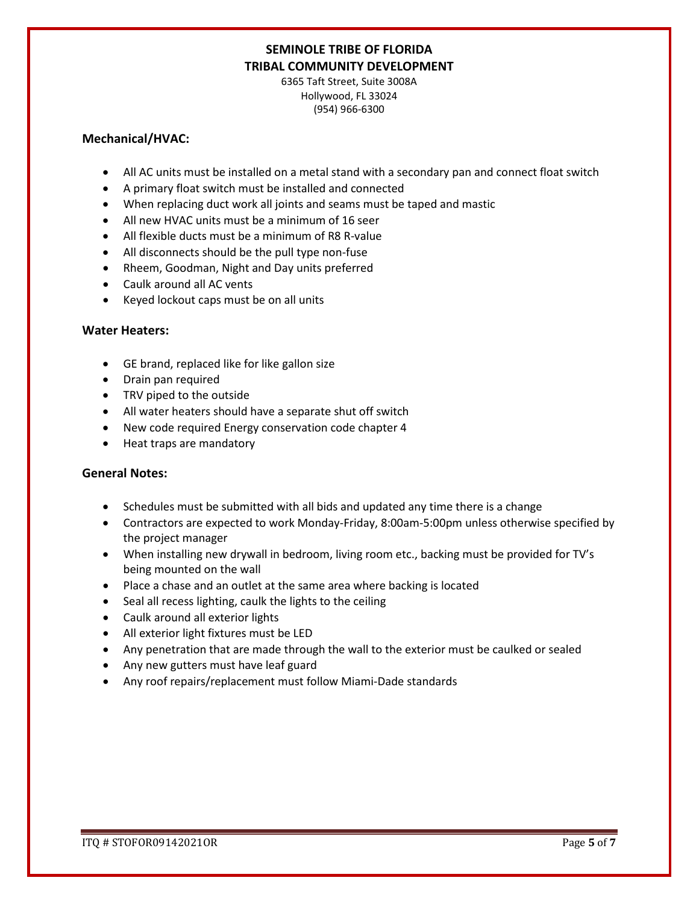**SEMINOLE TRIBE OF FLORIDA**
**TRIBAL COMMUNITY DEVELOPMENT**

6365 Taft Street, Suite 3008A
Hollywood, FL 33024
(954) 966-6300

### Mechanical/HVAC:

- All AC units must be installed on a metal stand with a secondary pan and connect float switch
- A primary float switch must be installed and connected
- When replacing duct work all joints and seams must be taped and mastic
- All new HVAC units must be a minimum of 16 seer
- All flexible ducts must be a minimum of R8 R-value
- All disconnects should be the pull type non-fuse
- Rheem, Goodman, Night and Day units preferred
- Caulk around all AC vents
- Keyed lockout caps must be on all units

### Water Heaters:

- GE brand, replaced like for like gallon size
- Drain pan required
- TRV piped to the outside
- All water heaters should have a separate shut off switch
- New code required Energy conservation code chapter 4
- Heat traps are mandatory

### General Notes:

- Schedules must be submitted with all bids and updated any time there is a change
- Contractors are expected to work Monday-Friday, 8:00am-5:00pm unless otherwise specified by the project manager
- When installing new drywall in bedroom, living room etc., backing must be provided for TV's being mounted on the wall
- Place a chase and an outlet at the same area where backing is located
- Seal all recess lighting, caulk the lights to the ceiling
- Caulk around all exterior lights
- All exterior light fixtures must be LED
- Any penetration that are made through the wall to the exterior must be caulked or sealed
- Any new gutters must have leaf guard
- Any roof repairs/replacement must follow Miami-Dade standards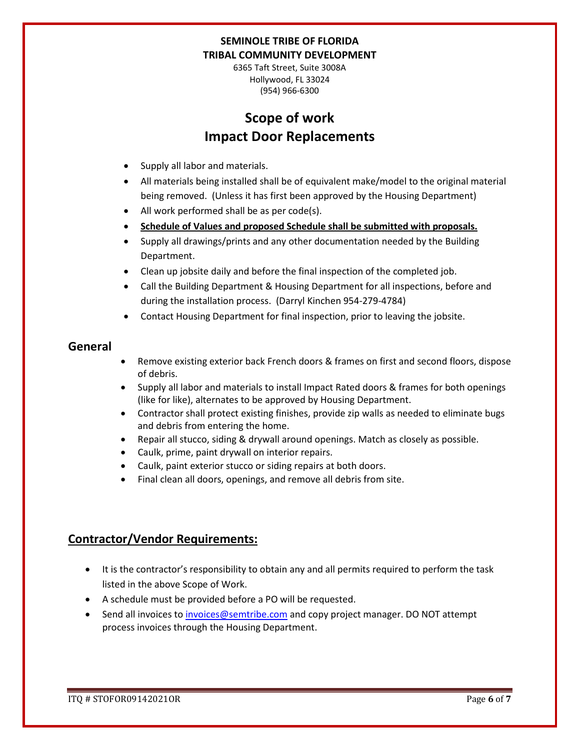**SEMINOLE TRIBE OF FLORIDA**
**TRIBAL COMMUNITY DEVELOPMENT**
6365 Taft Street, Suite 3008A
Hollywood, FL 33024
(954) 966-6300

# Scope of work
# Impact Door Replacements

- Supply all labor and materials.
- All materials being installed shall be of equivalent make/model to the original material being removed. (Unless it has first been approved by the Housing Department)
- All work performed shall be as per code(s).
- **Schedule of Values and proposed Schedule shall be submitted with proposals.**
- Supply all drawings/prints and any other documentation needed by the Building Department.
- Clean up jobsite daily and before the final inspection of the completed job.
- Call the Building Department & Housing Department for all inspections, before and during the installation process. (Darryl Kinchen 954-279-4784)
- Contact Housing Department for final inspection, prior to leaving the jobsite.

## General

- Remove existing exterior back French doors & frames on first and second floors, dispose of debris.
- Supply all labor and materials to install Impact Rated doors & frames for both openings (like for like), alternates to be approved by Housing Department.
- Contractor shall protect existing finishes, provide zip walls as needed to eliminate bugs and debris from entering the home.
- Repair all stucco, siding & drywall around openings. Match as closely as possible.
- Caulk, prime, paint drywall on interior repairs.
- Caulk, paint exterior stucco or siding repairs at both doors.
- Final clean all doors, openings, and remove all debris from site.

## Contractor/Vendor Requirements:

- It is the contractor's responsibility to obtain any and all permits required to perform the task listed in the above Scope of Work.
- A schedule must be provided before a PO will be requested.
- Send all invoices to invoices@semtribe.com and copy project manager. DO NOT attempt process invoices through the Housing Department.

ITQ # STOFOR09142021OR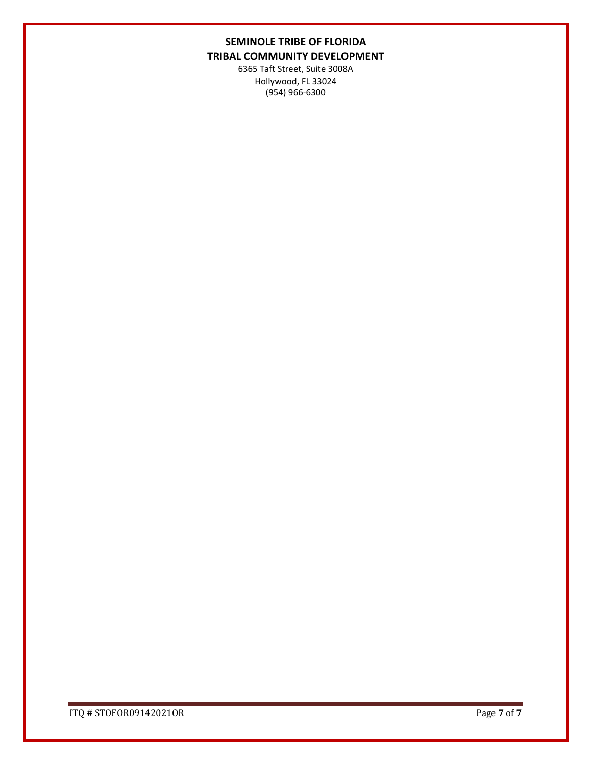**SEMINOLE TRIBE OF FLORIDA**
**TRIBAL COMMUNITY DEVELOPMENT**

6365 Taft Street, Suite 3008A
Hollywood, FL 33024
(954) 966-6300